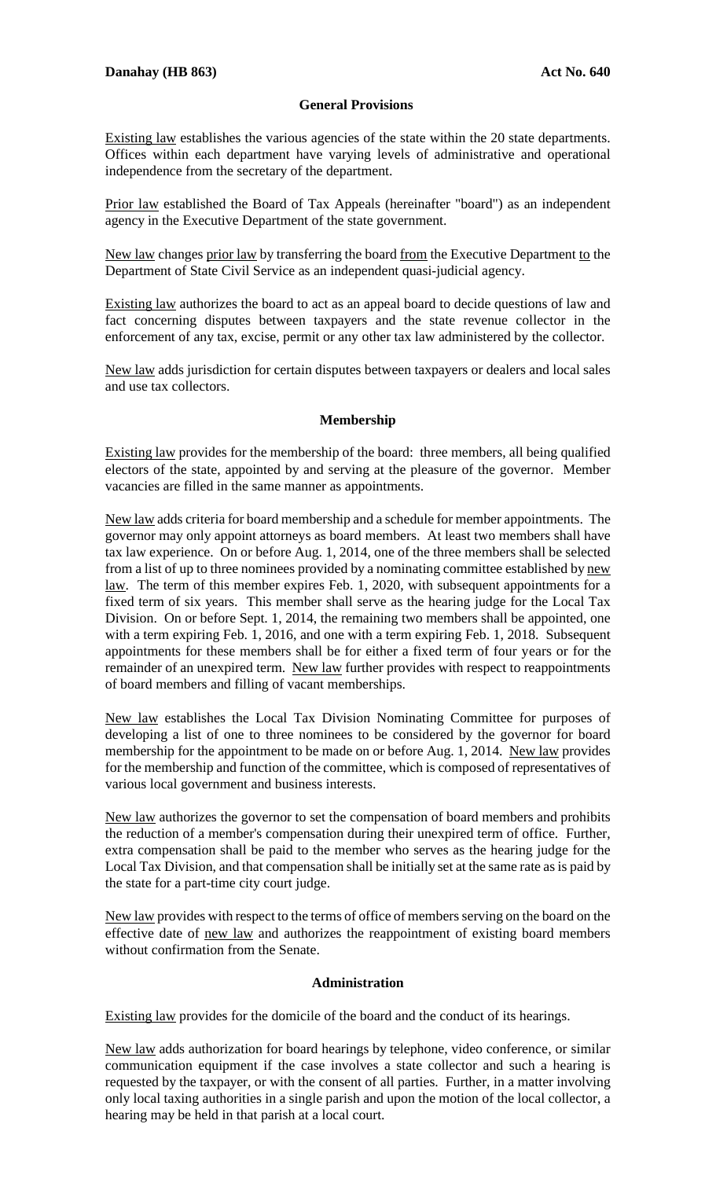**Danahay (HB 863)** **Act No. 640**

### General Provisions

Existing law establishes the various agencies of the state within the 20 state departments. Offices within each department have varying levels of administrative and operational independence from the secretary of the department.

Prior law established the Board of Tax Appeals (hereinafter "board") as an independent agency in the Executive Department of the state government.

New law changes prior law by transferring the board from the Executive Department to the Department of State Civil Service as an independent quasi-judicial agency.

Existing law authorizes the board to act as an appeal board to decide questions of law and fact concerning disputes between taxpayers and the state revenue collector in the enforcement of any tax, excise, permit or any other tax law administered by the collector.

New law adds jurisdiction for certain disputes between taxpayers or dealers and local sales and use tax collectors.

### Membership

Existing law provides for the membership of the board: three members, all being qualified electors of the state, appointed by and serving at the pleasure of the governor. Member vacancies are filled in the same manner as appointments.

New law adds criteria for board membership and a schedule for member appointments. The governor may only appoint attorneys as board members. At least two members shall have tax law experience. On or before Aug. 1, 2014, one of the three members shall be selected from a list of up to three nominees provided by a nominating committee established by new law. The term of this member expires Feb. 1, 2020, with subsequent appointments for a fixed term of six years. This member shall serve as the hearing judge for the Local Tax Division. On or before Sept. 1, 2014, the remaining two members shall be appointed, one with a term expiring Feb. 1, 2016, and one with a term expiring Feb. 1, 2018. Subsequent appointments for these members shall be for either a fixed term of four years or for the remainder of an unexpired term. New law further provides with respect to reappointments of board members and filling of vacant memberships.

New law establishes the Local Tax Division Nominating Committee for purposes of developing a list of one to three nominees to be considered by the governor for board membership for the appointment to be made on or before Aug. 1, 2014. New law provides for the membership and function of the committee, which is composed of representatives of various local government and business interests.

New law authorizes the governor to set the compensation of board members and prohibits the reduction of a member's compensation during their unexpired term of office. Further, extra compensation shall be paid to the member who serves as the hearing judge for the Local Tax Division, and that compensation shall be initially set at the same rate as is paid by the state for a part-time city court judge.

New law provides with respect to the terms of office of members serving on the board on the effective date of new law and authorizes the reappointment of existing board members without confirmation from the Senate.

### Administration

Existing law provides for the domicile of the board and the conduct of its hearings.

New law adds authorization for board hearings by telephone, video conference, or similar communication equipment if the case involves a state collector and such a hearing is requested by the taxpayer, or with the consent of all parties. Further, in a matter involving only local taxing authorities in a single parish and upon the motion of the local collector, a hearing may be held in that parish at a local court.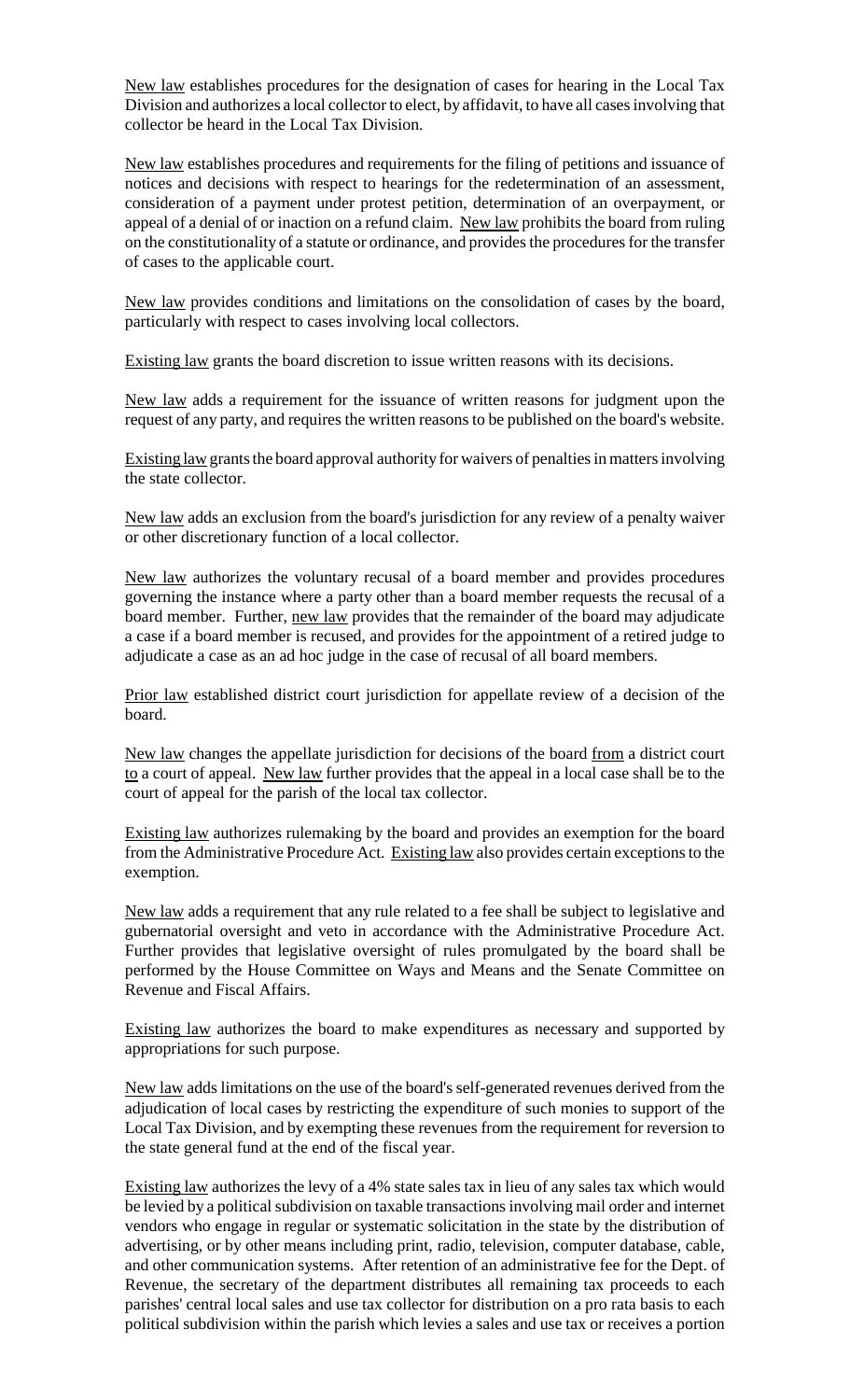New law establishes procedures for the designation of cases for hearing in the Local Tax Division and authorizes a local collector to elect, by affidavit, to have all cases involving that collector be heard in the Local Tax Division.

New law establishes procedures and requirements for the filing of petitions and issuance of notices and decisions with respect to hearings for the redetermination of an assessment, consideration of a payment under protest petition, determination of an overpayment, or appeal of a denial of or inaction on a refund claim. New law prohibits the board from ruling on the constitutionality of a statute or ordinance, and provides the procedures for the transfer of cases to the applicable court.

New law provides conditions and limitations on the consolidation of cases by the board, particularly with respect to cases involving local collectors.

Existing law grants the board discretion to issue written reasons with its decisions.

New law adds a requirement for the issuance of written reasons for judgment upon the request of any party, and requires the written reasons to be published on the board's website.

Existing law grants the board approval authority for waivers of penalties in matters involving the state collector.

New law adds an exclusion from the board's jurisdiction for any review of a penalty waiver or other discretionary function of a local collector.

New law authorizes the voluntary recusal of a board member and provides procedures governing the instance where a party other than a board member requests the recusal of a board member. Further, new law provides that the remainder of the board may adjudicate a case if a board member is recused, and provides for the appointment of a retired judge to adjudicate a case as an ad hoc judge in the case of recusal of all board members.

Prior law established district court jurisdiction for appellate review of a decision of the board.

New law changes the appellate jurisdiction for decisions of the board from a district court to a court of appeal. New law further provides that the appeal in a local case shall be to the court of appeal for the parish of the local tax collector.

Existing law authorizes rulemaking by the board and provides an exemption for the board from the Administrative Procedure Act. Existing law also provides certain exceptions to the exemption.

New law adds a requirement that any rule related to a fee shall be subject to legislative and gubernatorial oversight and veto in accordance with the Administrative Procedure Act. Further provides that legislative oversight of rules promulgated by the board shall be performed by the House Committee on Ways and Means and the Senate Committee on Revenue and Fiscal Affairs.

Existing law authorizes the board to make expenditures as necessary and supported by appropriations for such purpose.

New law adds limitations on the use of the board's self-generated revenues derived from the adjudication of local cases by restricting the expenditure of such monies to support of the Local Tax Division, and by exempting these revenues from the requirement for reversion to the state general fund at the end of the fiscal year.

Existing law authorizes the levy of a 4% state sales tax in lieu of any sales tax which would be levied by a political subdivision on taxable transactions involving mail order and internet vendors who engage in regular or systematic solicitation in the state by the distribution of advertising, or by other means including print, radio, television, computer database, cable, and other communication systems. After retention of an administrative fee for the Dept. of Revenue, the secretary of the department distributes all remaining tax proceeds to each parishes' central local sales and use tax collector for distribution on a pro rata basis to each political subdivision within the parish which levies a sales and use tax or receives a portion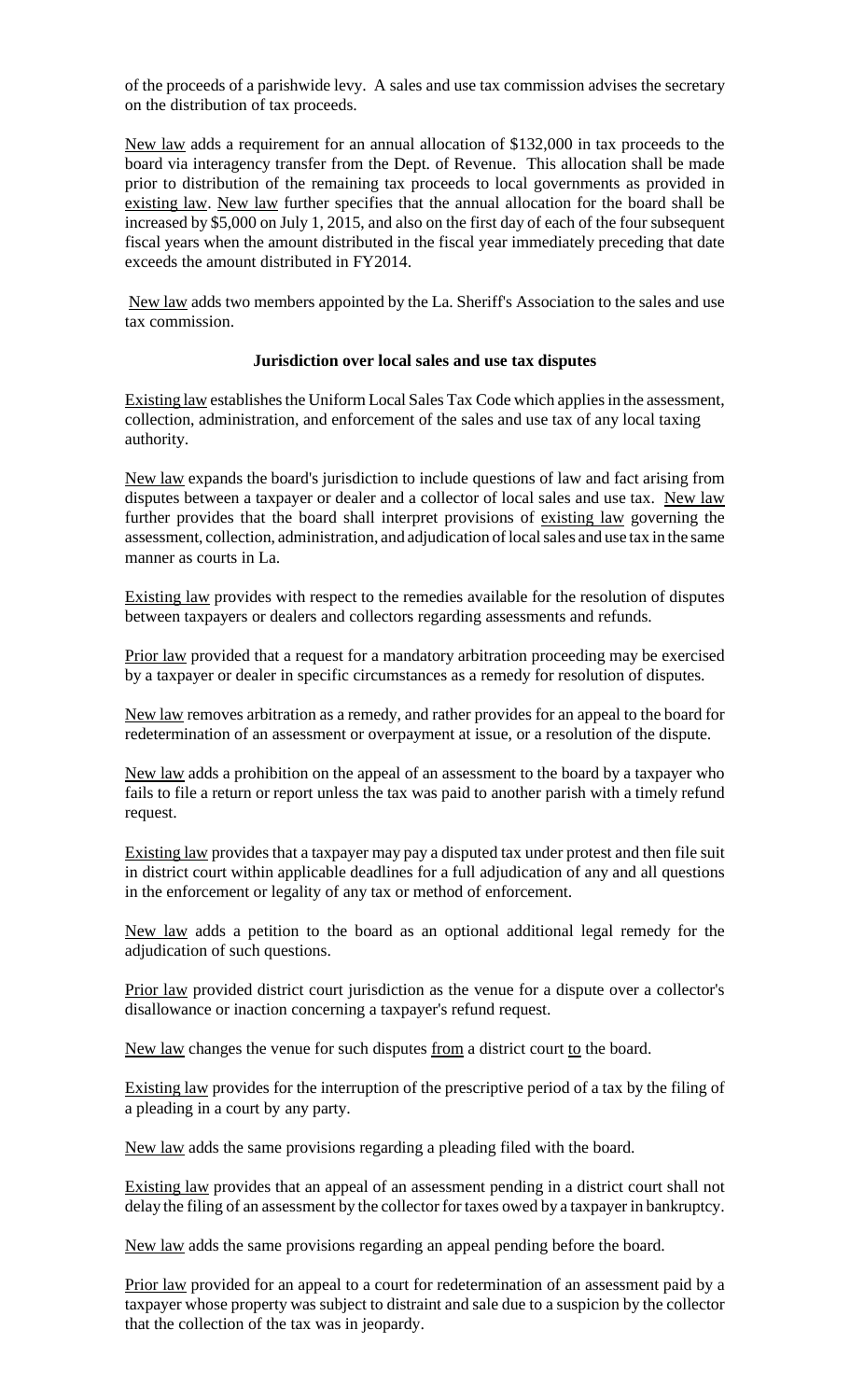of the proceeds of a parishwide levy. A sales and use tax commission advises the secretary on the distribution of tax proceeds.

New law adds a requirement for an annual allocation of $132,000 in tax proceeds to the board via interagency transfer from the Dept. of Revenue. This allocation shall be made prior to distribution of the remaining tax proceeds to local governments as provided in existing law. New law further specifies that the annual allocation for the board shall be increased by $5,000 on July 1, 2015, and also on the first day of each of the four subsequent fiscal years when the amount distributed in the fiscal year immediately preceding that date exceeds the amount distributed in FY2014.

New law adds two members appointed by the La. Sheriff's Association to the sales and use tax commission.

**Jurisdiction over local sales and use tax disputes**

Existing law establishes the Uniform Local Sales Tax Code which applies in the assessment, collection, administration, and enforcement of the sales and use tax of any local taxing authority.

New law expands the board's jurisdiction to include questions of law and fact arising from disputes between a taxpayer or dealer and a collector of local sales and use tax. New law further provides that the board shall interpret provisions of existing law governing the assessment, collection, administration, and adjudication of local sales and use tax in the same manner as courts in La.

Existing law provides with respect to the remedies available for the resolution of disputes between taxpayers or dealers and collectors regarding assessments and refunds.

Prior law provided that a request for a mandatory arbitration proceeding may be exercised by a taxpayer or dealer in specific circumstances as a remedy for resolution of disputes.

New law removes arbitration as a remedy, and rather provides for an appeal to the board for redetermination of an assessment or overpayment at issue, or a resolution of the dispute.

New law adds a prohibition on the appeal of an assessment to the board by a taxpayer who fails to file a return or report unless the tax was paid to another parish with a timely refund request.

Existing law provides that a taxpayer may pay a disputed tax under protest and then file suit in district court within applicable deadlines for a full adjudication of any and all questions in the enforcement or legality of any tax or method of enforcement.

New law adds a petition to the board as an optional additional legal remedy for the adjudication of such questions.

Prior law provided district court jurisdiction as the venue for a dispute over a collector's disallowance or inaction concerning a taxpayer's refund request.

New law changes the venue for such disputes from a district court to the board.

Existing law provides for the interruption of the prescriptive period of a tax by the filing of a pleading in a court by any party.

New law adds the same provisions regarding a pleading filed with the board.

Existing law provides that an appeal of an assessment pending in a district court shall not delay the filing of an assessment by the collector for taxes owed by a taxpayer in bankruptcy.

New law adds the same provisions regarding an appeal pending before the board.

Prior law provided for an appeal to a court for redetermination of an assessment paid by a taxpayer whose property was subject to distraint and sale due to a suspicion by the collector that the collection of the tax was in jeopardy.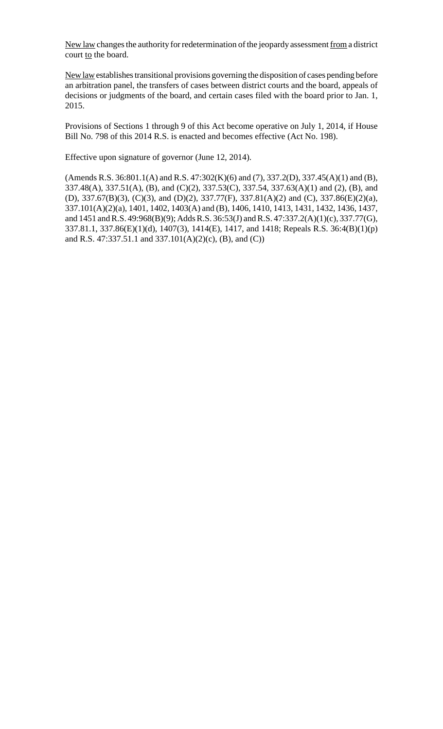New law changes the authority for redetermination of the jeopardy assessment from a district court to the board.

New law establishes transitional provisions governing the disposition of cases pending before an arbitration panel, the transfers of cases between district courts and the board, appeals of decisions or judgments of the board, and certain cases filed with the board prior to Jan. 1, 2015.

Provisions of Sections 1 through 9 of this Act become operative on July 1, 2014, if House Bill No. 798 of this 2014 R.S. is enacted and becomes effective (Act No. 198).

Effective upon signature of governor (June 12, 2014).

(Amends R.S. 36:801.1(A) and R.S. 47:302(K)(6) and (7), 337.2(D), 337.45(A)(1) and (B), 337.48(A), 337.51(A), (B), and (C)(2), 337.53(C), 337.54, 337.63(A)(1) and (2), (B), and (D), 337.67(B)(3), (C)(3), and (D)(2), 337.77(F), 337.81(A)(2) and (C), 337.86(E)(2)(a), 337.101(A)(2)(a), 1401, 1402, 1403(A) and (B), 1406, 1410, 1413, 1431, 1432, 1436, 1437, and 1451 and R.S. 49:968(B)(9); Adds R.S. 36:53(J) and R.S. 47:337.2(A)(1)(c), 337.77(G), 337.81.1, 337.86(E)(1)(d), 1407(3), 1414(E), 1417, and 1418; Repeals R.S. 36:4(B)(1)(p) and R.S. 47:337.51.1 and 337.101(A)(2)(c), (B), and (C))